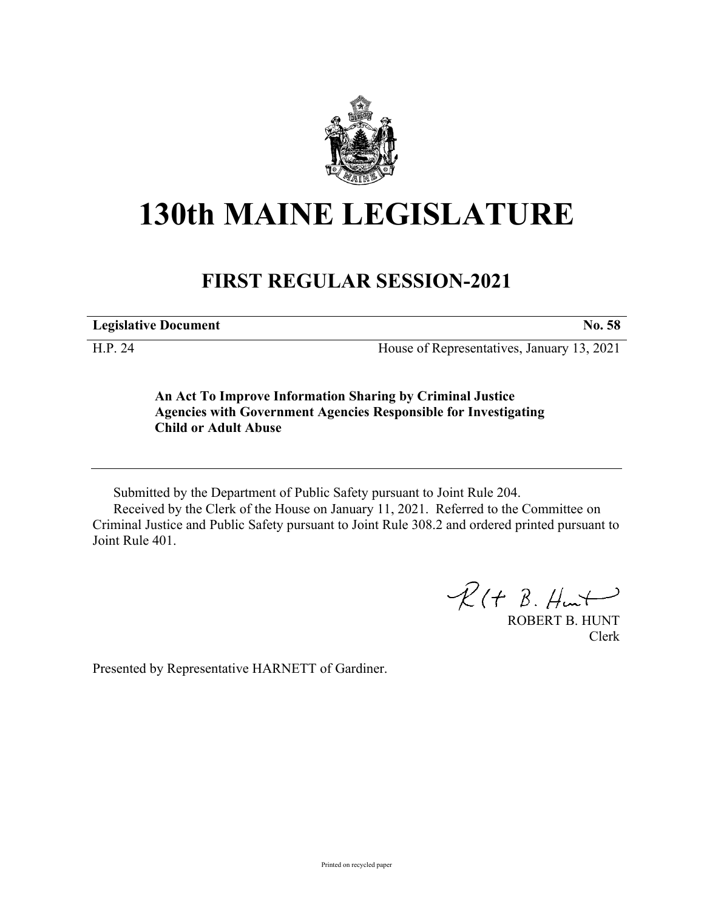# 130th MAINE LEGISLATURE

## FIRST REGULAR SESSION-2021

| **Legislative Document** | **No. 58** |
|---|---|
| H.P. 24 | House of Representatives, January 13, 2021 |

**An Act To Improve Information Sharing by Criminal Justice Agencies with Government Agencies Responsible for Investigating Child or Adult Abuse**

---

Submitted by the Department of Public Safety pursuant to Joint Rule 204.

Received by the Clerk of the House on January 11, 2021. Referred to the Committee on Criminal Justice and Public Safety pursuant to Joint Rule 308.2 and ordered printed pursuant to Joint Rule 401.

ROBERT B. HUNT
Clerk

Presented by Representative HARNETT of Gardiner.

Printed on recycled paper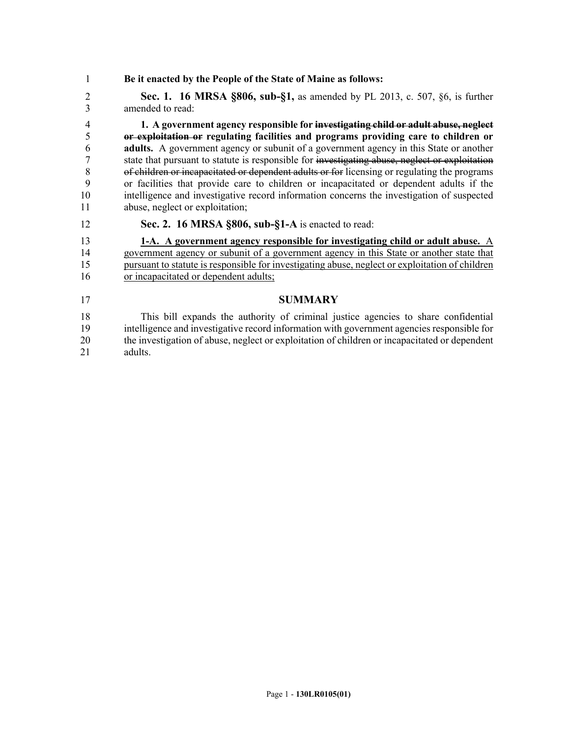**Be it enacted by the People of the State of Maine as follows:**

**Sec. 1. 16 MRSA §806, sub-§1,** as amended by PL 2013, c. 507, §6, is further amended to read:

**1. A government agency responsible for ~~investigating child or adult abuse, neglect or exploitation or~~ regulating facilities and programs providing care to children or adults.** A government agency or subunit of a government agency in this State or another state that pursuant to statute is responsible for ~~investigating abuse, neglect or exploitation of children or incapacitated or dependent adults or for~~ licensing or regulating the programs or facilities that provide care to children or incapacitated or dependent adults if the intelligence and investigative record information concerns the investigation of suspected abuse, neglect or exploitation;

**Sec. 2. 16 MRSA §806, sub-§1-A** is enacted to read:

<u>**1-A. A government agency responsible for investigating child or adult abuse.** A government agency or subunit of a government agency in this State or another state that pursuant to statute is responsible for investigating abuse, neglect or exploitation of children or incapacitated or dependent adults;</u>

## SUMMARY

This bill expands the authority of criminal justice agencies to share confidential intelligence and investigative record information with government agencies responsible for the investigation of abuse, neglect or exploitation of children or incapacitated or dependent adults.